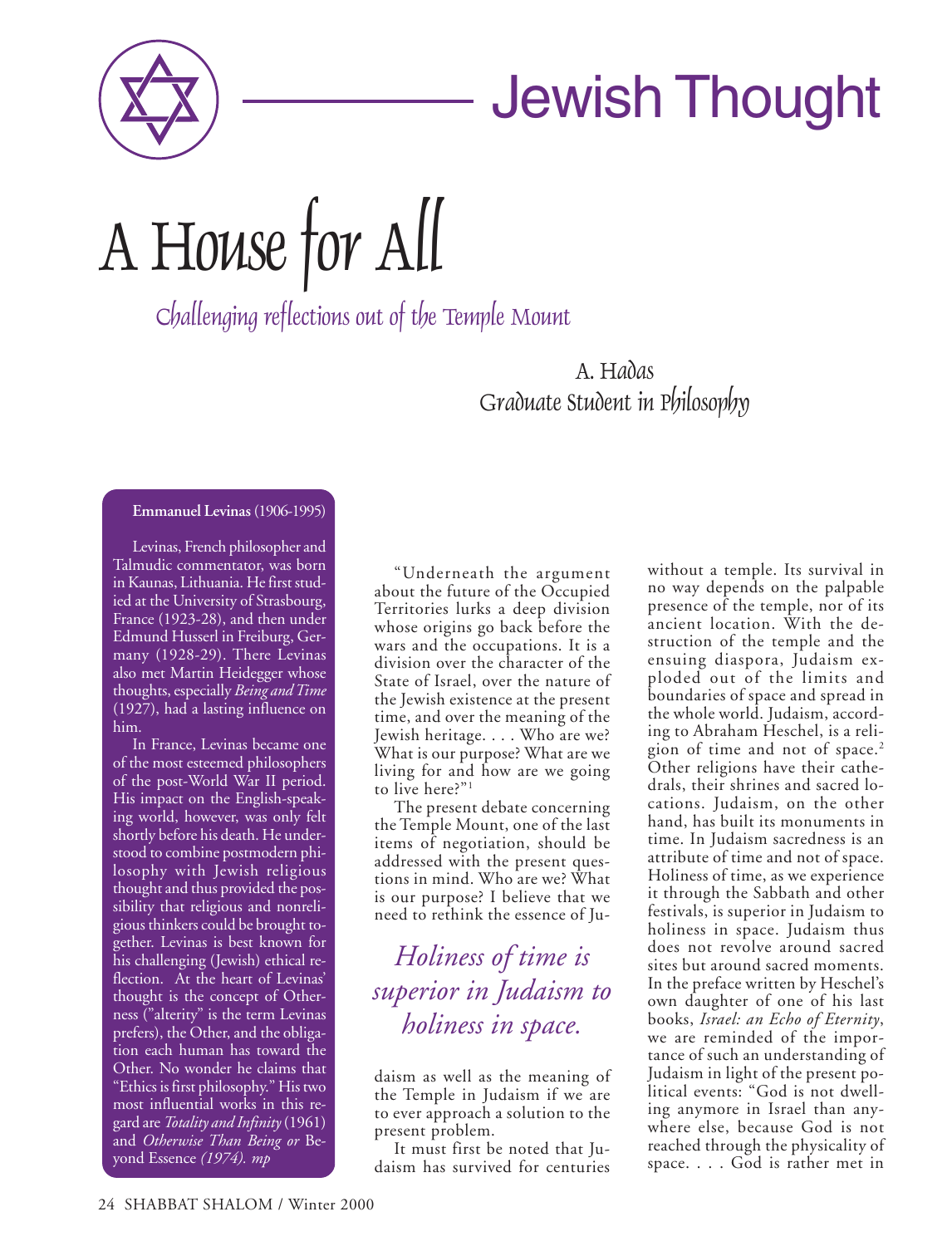# Jewish Thought

# A House for All

## Challenging reflections out of the Temple Mount

A. Hadas
Graduate Student in Philosophy

**Emmanuel Levinas** (1906-1995)

Levinas, French philosopher and Talmudic commentator, was born in Kaunas, Lithuania. He first studied at the University of Strasbourg, France (1923-28), and then under Edmund Husserl in Freiburg, Germany (1928-29). There Levinas also met Martin Heidegger whose thoughts, especially *Being and Time* (1927), had a lasting influence on him.

In France, Levinas became one of the most esteemed philosophers of the post-World War II period. His impact on the English-speaking world, however, was only felt shortly before his death. He understood to combine postmodern philosophy with Jewish religious thought and thus provided the possibility that religious and nonreligious thinkers could be brought together. Levinas is best known for his challenging (Jewish) ethical reflection. At the heart of Levinas' thought is the concept of Otherness ("alterity" is the term Levinas prefers), the Other, and the obligation each human has toward the Other. No wonder he claims that "Ethics is first philosophy." His two most influential works in this regard are *Totality and Infinity* (1961) and *Otherwise Than Being or* Beyond Essence *(1974). mp*

"Underneath the argument about the future of the Occupied Territories lurks a deep division whose origins go back before the wars and the occupations. It is a division over the character of the State of Israel, over the nature of the Jewish existence at the present time, and over the meaning of the Jewish heritage. . . . Who are we? What is our purpose? What are we living for and how are we going to live here?"[1]

The present debate concerning the Temple Mount, one of the last items of negotiation, should be addressed with the present questions in mind. Who are we? What is our purpose? I believe that we need to rethink the essence of Judaism as well as the meaning of the Temple in Judaism if we are to ever approach a solution to the present problem.

> *Holiness of time is superior in Judaism to holiness in space.*

It must first be noted that Judaism has survived for centuries without a temple. Its survival in no way depends on the palpable presence of the temple, nor of its ancient location. With the destruction of the temple and the ensuing diaspora, Judaism exploded out of the limits and boundaries of space and spread in the whole world. Judaism, according to Abraham Heschel, is a religion of time and not of space.[2] Other religions have their cathedrals, their shrines and sacred locations. Judaism, on the other hand, has built its monuments in time. In Judaism sacredness is an attribute of time and not of space. Holiness of time, as we experience it through the Sabbath and other festivals, is superior in Judaism to holiness in space. Judaism thus does not revolve around sacred sites but around sacred moments. In the preface written by Heschel's own daughter of one of his last books, *Israel: an Echo of Eternity*, we are reminded of the importance of such an understanding of Judaism in light of the present political events: "God is not dwelling anymore in Israel than anywhere else, because God is not reached through the physicality of space. . . . God is rather met in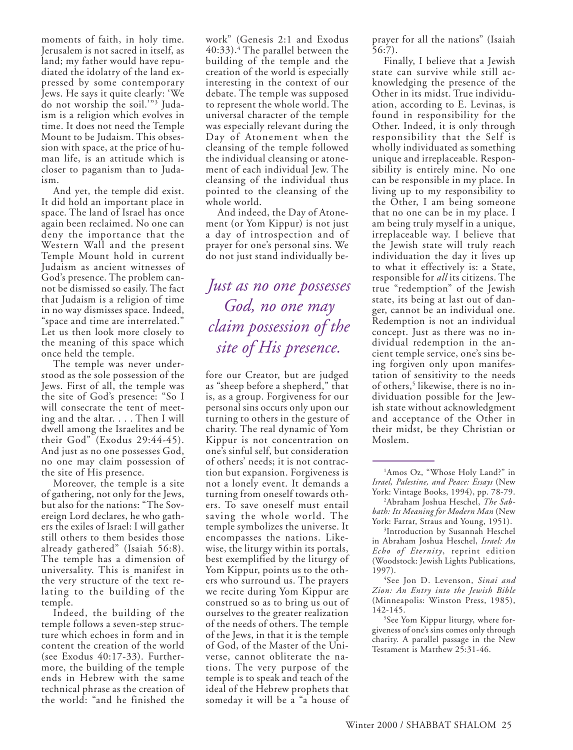moments of faith, in holy time. Jerusalem is not sacred in itself, as land; my father would have repudiated the idolatry of the land expressed by some contemporary Jews. He says it quite clearly: 'We do not worship the soil.'"[3] Judaism is a religion which evolves in time. It does not need the Temple Mount to be Judaism. This obsession with space, at the price of human life, is an attitude which is closer to paganism than to Judaism.

And yet, the temple did exist. It did hold an important place in space. The land of Israel has once again been reclaimed. No one can deny the importance that the Western Wall and the present Temple Mount hold in current Judaism as ancient witnesses of God's presence. The problem cannot be dismissed so easily. The fact that Judaism is a religion of time in no way dismisses space. Indeed, "space and time are interrelated." Let us then look more closely to the meaning of this space which once held the temple.

The temple was never understood as the sole possession of the Jews. First of all, the temple was the site of God's presence: "So I will consecrate the tent of meeting and the altar. . . . Then I will dwell among the Israelites and be their God" (Exodus 29:44-45). And just as no one possesses God, no one may claim possession of the site of His presence.

Moreover, the temple is a site of gathering, not only for the Jews, but also for the nations: "The Sovereign Lord declares, he who gathers the exiles of Israel: I will gather still others to them besides those already gathered" (Isaiah 56:8). The temple has a dimension of universality. This is manifest in the very structure of the text relating to the building of the temple.

Indeed, the building of the temple follows a seven-step structure which echoes in form and in content the creation of the world (see Exodus 40:17-33). Furthermore, the building of the temple ends in Hebrew with the same technical phrase as the creation of the world: "and he finished the work" (Genesis 2:1 and Exodus 40:33).[4] The parallel between the building of the temple and the creation of the world is especially interesting in the context of our debate. The temple was supposed to represent the whole world. The universal character of the temple was especially relevant during the Day of Atonement when the cleansing of the temple followed the individual cleansing or atonement of each individual Jew. The cleansing of the individual thus pointed to the cleansing of the whole world.

And indeed, the Day of Atonement (or Yom Kippur) is not just a day of introspection and of prayer for one's personal sins. We do not just stand individually before our Creator, but are judged as "sheep before a shepherd," that is, as a group. Forgiveness for our personal sins occurs only upon our turning to others in the gesture of charity. The real dynamic of Yom Kippur is not concentration on one's sinful self, but consideration of others' needs; it is not contraction but expansion. Forgiveness is not a lonely event. It demands a turning from oneself towards others. To save oneself must entail saving the whole world. The temple symbolizes the universe. It encompasses the nations. Likewise, the liturgy within its portals, best exemplified by the liturgy of Yom Kippur, points us to the others who surround us. The prayers we recite during Yom Kippur are construed so as to bring us out of ourselves to the greater realization of the needs of others. The temple of the Jews, in that it is the temple of God, of the Master of the Universe, cannot obliterate the nations. The very purpose of the temple is to speak and teach of the ideal of the Hebrew prophets that someday it will be a "a house of prayer for all the nations" (Isaiah 56:7).

*Just as no one possesses God, no one may claim possession of the site of His presence.*

Finally, I believe that a Jewish state can survive while still acknowledging the presence of the Other in its midst. True individuation, according to E. Levinas, is found in responsibility for the Other. Indeed, it is only through responsibility that the Self is wholly individuated as something unique and irreplaceable. Responsibility is entirely mine. No one can be responsible in my place. In living up to my responsibility to the Other, I am being someone that no one can be in my place. I am being truly myself in a unique, irreplaceable way. I believe that the Jewish state will truly reach individuation the day it lives up to what it effectively is: a State, responsible for *all* its citizens. The true "redemption" of the Jewish state, its being at last out of danger, cannot be an individual one. Redemption is not an individual concept. Just as there was no individual redemption in the ancient temple service, one's sins being forgiven only upon manifestation of sensitivity to the needs of others,[5] likewise, there is no individuation possible for the Jewish state without acknowledgment and acceptance of the Other in their midst, be they Christian or Moslem.

---

[1] Amos Oz, "Whose Holy Land?" in *Israel, Palestine, and Peace: Essays* (New York: Vintage Books, 1994), pp. 78-79.

[2] Abraham Joshua Heschel, *The Sabbath: Its Meaning for Modern Man* (New York: Farrar, Straus and Young, 1951).

[3] Introduction by Susannah Heschel in Abraham Joshua Heschel, *Israel: An Echo of Eternity*, reprint edition (Woodstock: Jewish Lights Publications, 1997).

[4] See Jon D. Levenson, *Sinai and Zion: An Entry into the Jewish Bible* (Minneapolis: Winston Press, 1985), 142-145.

[5] See Yom Kippur liturgy, where forgiveness of one's sins comes only through charity. A parallel passage in the New Testament is Matthew 25:31-46.